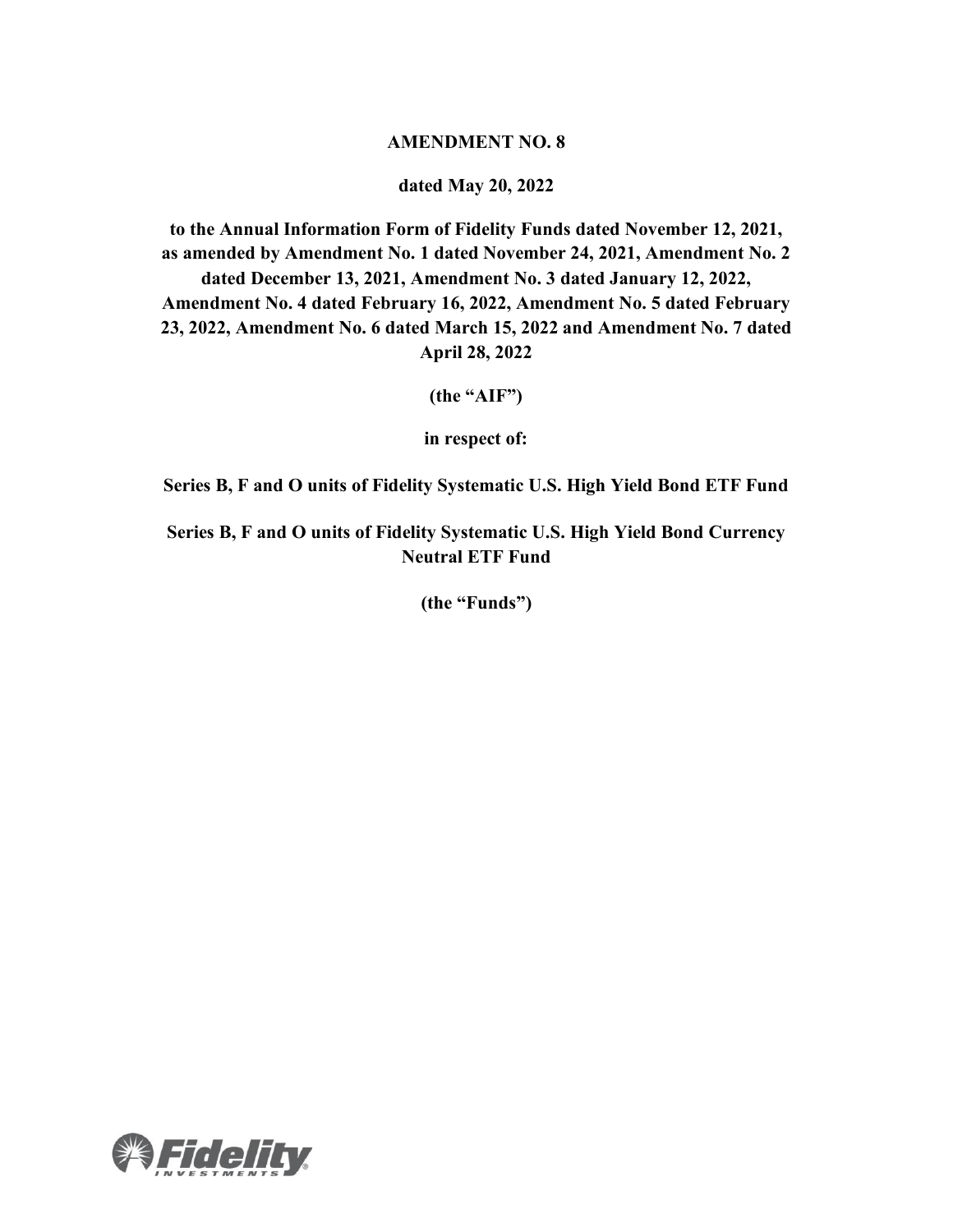**AMENDMENT NO. 8**

**dated May 20, 2022**

**to the Annual Information Form of Fidelity Funds dated November 12, 2021, as amended by Amendment No. 1 dated November 24, 2021, Amendment No. 2 dated December 13, 2021, Amendment No. 3 dated January 12, 2022, Amendment No. 4 dated February 16, 2022, Amendment No. 5 dated February 23, 2022, Amendment No. 6 dated March 15, 2022 and Amendment No. 7 dated April 28, 2022**

**(the "AIF")**

**in respect of:**

**Series B, F and O units of Fidelity Systematic U.S. High Yield Bond ETF Fund**

**Series B, F and O units of Fidelity Systematic U.S. High Yield Bond Currency Neutral ETF Fund**

**(the "Funds")**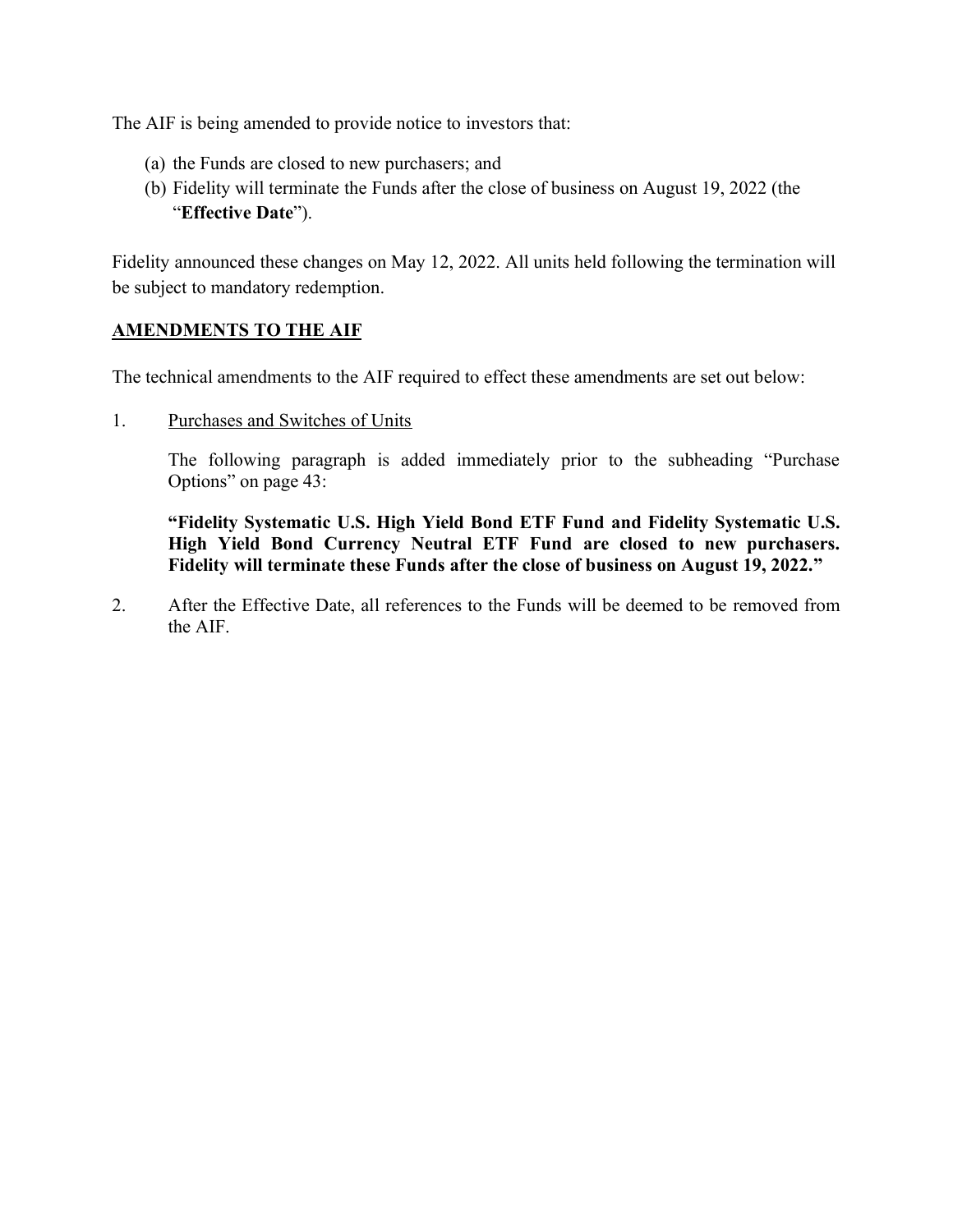The AIF is being amended to provide notice to investors that:

(a) the Funds are closed to new purchasers; and
(b) Fidelity will terminate the Funds after the close of business on August 19, 2022 (the "**Effective Date**").

Fidelity announced these changes on May 12, 2022. All units held following the termination will be subject to mandatory redemption.

## AMENDMENTS TO THE AIF

The technical amendments to the AIF required to effect these amendments are set out below:

1. Purchases and Switches of Units

   The following paragraph is added immediately prior to the subheading "Purchase Options" on page 43:

   **"Fidelity Systematic U.S. High Yield Bond ETF Fund and Fidelity Systematic U.S. High Yield Bond Currency Neutral ETF Fund are closed to new purchasers. Fidelity will terminate these Funds after the close of business on August 19, 2022."**

2. After the Effective Date, all references to the Funds will be deemed to be removed from the AIF.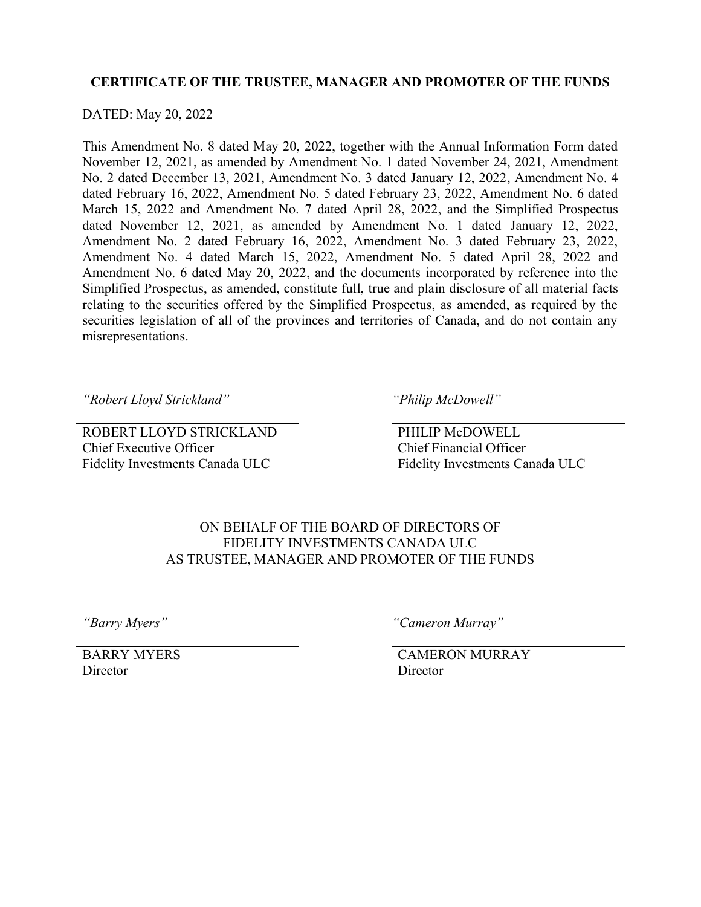**CERTIFICATE OF THE TRUSTEE, MANAGER AND PROMOTER OF THE FUNDS**

DATED: May 20, 2022

This Amendment No. 8 dated May 20, 2022, together with the Annual Information Form dated November 12, 2021, as amended by Amendment No. 1 dated November 24, 2021, Amendment No. 2 dated December 13, 2021, Amendment No. 3 dated January 12, 2022, Amendment No. 4 dated February 16, 2022, Amendment No. 5 dated February 23, 2022, Amendment No. 6 dated March 15, 2022 and Amendment No. 7 dated April 28, 2022, and the Simplified Prospectus dated November 12, 2021, as amended by Amendment No. 1 dated January 12, 2022, Amendment No. 2 dated February 16, 2022, Amendment No. 3 dated February 23, 2022, Amendment No. 4 dated March 15, 2022, Amendment No. 5 dated April 28, 2022 and Amendment No. 6 dated May 20, 2022, and the documents incorporated by reference into the Simplified Prospectus, as amended, constitute full, true and plain disclosure of all material facts relating to the securities offered by the Simplified Prospectus, as amended, as required by the securities legislation of all of the provinces and territories of Canada, and do not contain any misrepresentations.

*"Robert Lloyd Strickland"*

ROBERT LLOYD STRICKLAND
Chief Executive Officer
Fidelity Investments Canada ULC

*"Philip McDowell"*

PHILIP McDOWELL
Chief Financial Officer
Fidelity Investments Canada ULC

ON BEHALF OF THE BOARD OF DIRECTORS OF
FIDELITY INVESTMENTS CANADA ULC
AS TRUSTEE, MANAGER AND PROMOTER OF THE FUNDS

*"Barry Myers"*

BARRY MYERS
Director

*"Cameron Murray"*

CAMERON MURRAY
Director